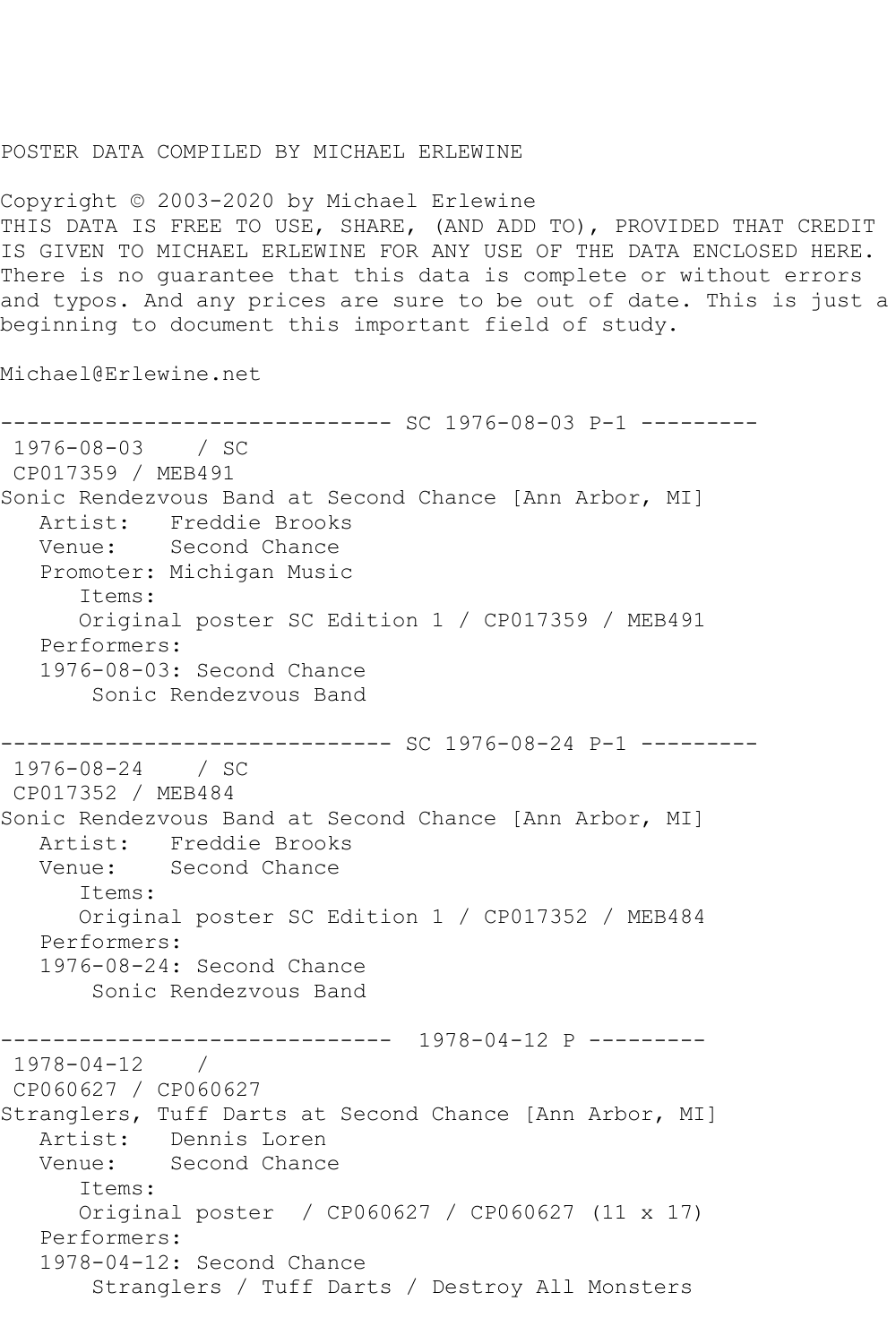POSTER DATA COMPILED BY MICHAEL ERLEWINE

Copyright © 2003-2020 by Michael Erlewine
THIS DATA IS FREE TO USE, SHARE, (AND ADD TO), PROVIDED THAT CREDIT IS GIVEN TO MICHAEL ERLEWINE FOR ANY USE OF THE DATA ENCLOSED HERE. There is no guarantee that this data is complete or without errors and typos. And any prices are sure to be out of date. This is just a beginning to document this important field of study.

Michael@Erlewine.net

```
------------------------------ SC 1976-08-03 P-1 ---------
 1976-08-03    / SC
 CP017359 / MEB491
Sonic Rendezvous Band at Second Chance [Ann Arbor, MI]
   Artist:   Freddie Brooks
   Venue:    Second Chance
   Promoter: Michigan Music
      Items:
      Original poster SC Edition 1 / CP017359 / MEB491
   Performers:
   1976-08-03: Second Chance
       Sonic Rendezvous Band

------------------------------ SC 1976-08-24 P-1 ---------
 1976-08-24    / SC
 CP017352 / MEB484
Sonic Rendezvous Band at Second Chance [Ann Arbor, MI]
   Artist:   Freddie Brooks
   Venue:    Second Chance
      Items:
      Original poster SC Edition 1 / CP017352 / MEB484
   Performers:
   1976-08-24: Second Chance
       Sonic Rendezvous Band

------------------------------  1978-04-12 P ---------
 1978-04-12    /
 CP060627 / CP060627
Stranglers, Tuff Darts at Second Chance [Ann Arbor, MI]
   Artist:   Dennis Loren
   Venue:    Second Chance
      Items:
      Original poster  / CP060627 / CP060627 (11 x 17)
   Performers:
   1978-04-12: Second Chance
       Stranglers / Tuff Darts / Destroy All Monsters
```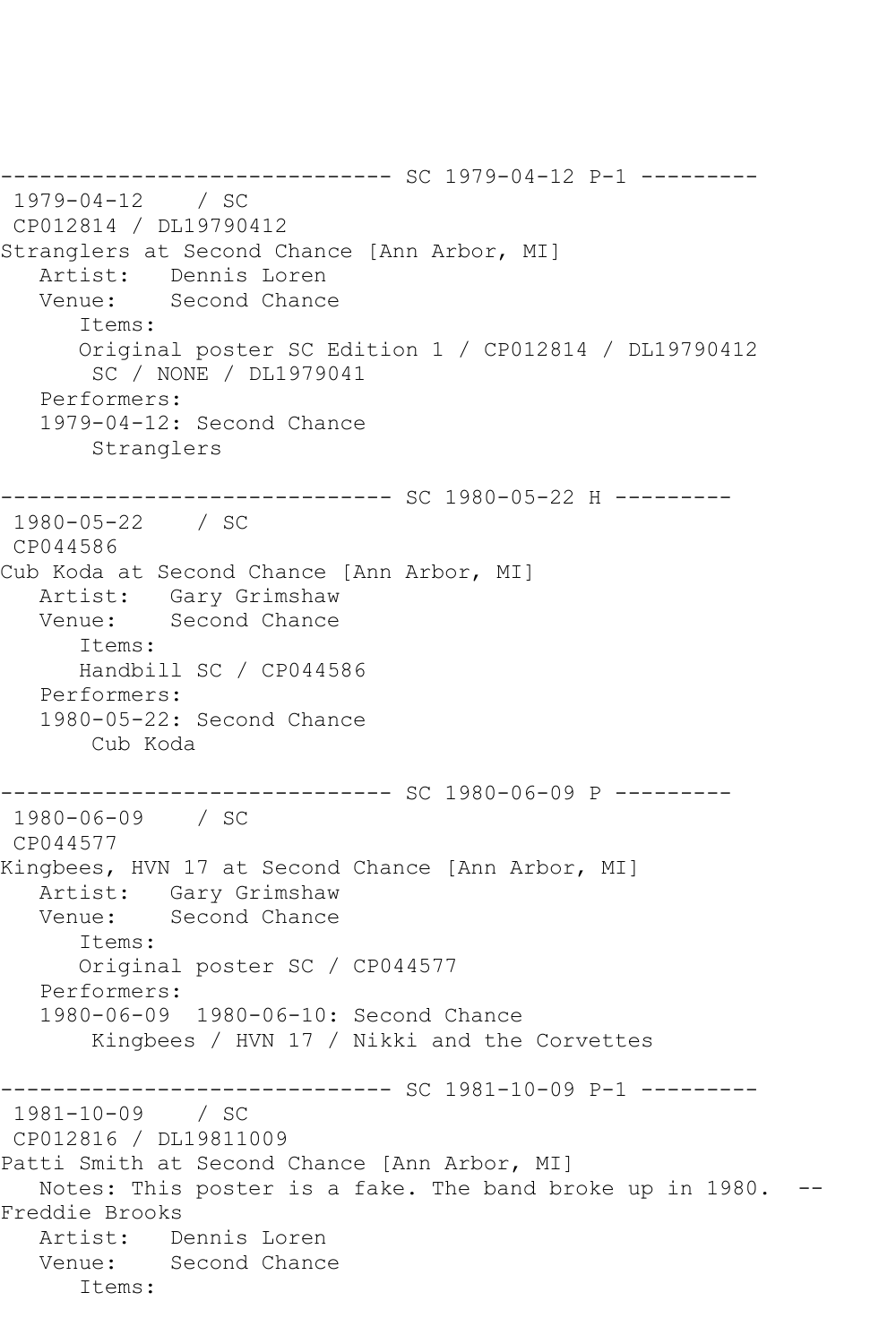------------------------------ SC 1979-04-12 P-1 ---------

1979-04-12 / SC
CP012814 / DL19790412
Strangers at Second Chance [Ann Arbor, MI]
   Artist: Dennis Loren
   Venue: Second Chance
      Items:
      Original poster SC Edition 1 / CP012814 / DL19790412
       SC / NONE / DL1979041
   Performers:
   1979-04-12: Second Chance
       Stranglers

------------------------------ SC 1980-05-22 H ---------

1980-05-22 / SC
CP044586
Cub Koda at Second Chance [Ann Arbor, MI]
   Artist: Gary Grimshaw
   Venue: Second Chance
      Items:
      Handbill SC / CP044586
   Performers:
   1980-05-22: Second Chance
       Cub Koda

------------------------------ SC 1980-06-09 P ---------

1980-06-09 / SC
CP044577
Kingbees, HVN 17 at Second Chance [Ann Arbor, MI]
   Artist: Gary Grimshaw
   Venue: Second Chance
      Items:
      Original poster SC / CP044577
   Performers:
   1980-06-09 1980-06-10: Second Chance
       Kingbees / HVN 17 / Nikki and the Corvettes

------------------------------ SC 1981-10-09 P-1 ---------

1981-10-09 / SC
CP012816 / DL19811009
Patti Smith at Second Chance [Ann Arbor, MI]
   Notes: This poster is a fake. The band broke up in 1980. --
Freddie Brooks
   Artist: Dennis Loren
   Venue: Second Chance
      Items: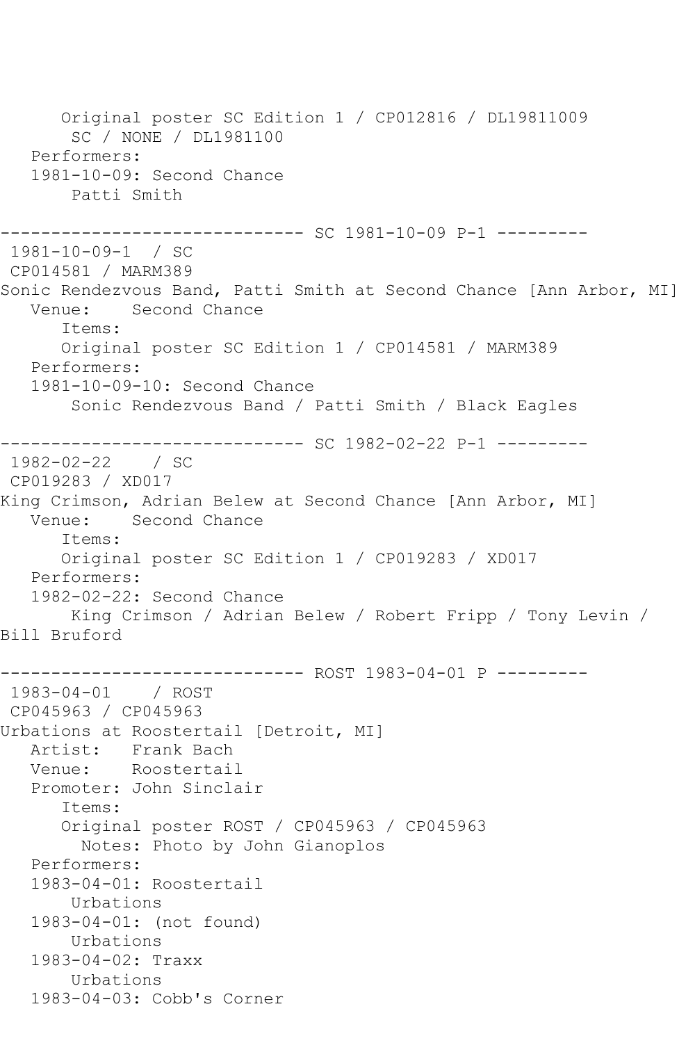```
      Original poster SC Edition 1 / CP012816 / DL19811009
       SC / NONE / DL1981100
   Performers:
   1981-10-09: Second Chance
       Patti Smith

------------------------------ SC 1981-10-09 P-1 ---------
 1981-10-09-1  / SC
 CP014581 / MARM389
Sonic Rendezvous Band, Patti Smith at Second Chance [Ann Arbor, MI]
   Venue:    Second Chance
      Items:
      Original poster SC Edition 1 / CP014581 / MARM389
   Performers:
   1981-10-09-10: Second Chance
       Sonic Rendezvous Band / Patti Smith / Black Eagles

------------------------------ SC 1982-02-22 P-1 ---------
 1982-02-22    / SC
 CP019283 / XD017
King Crimson, Adrian Belew at Second Chance [Ann Arbor, MI]
   Venue:    Second Chance
      Items:
      Original poster SC Edition 1 / CP019283 / XD017
   Performers:
   1982-02-22: Second Chance
       King Crimson / Adrian Belew / Robert Fripp / Tony Levin /
Bill Bruford

------------------------------ ROST 1983-04-01 P ---------
 1983-04-01    / ROST
 CP045963 / CP045963
Urbations at Roostertail [Detroit, MI]
   Artist:   Frank Bach
   Venue:    Roostertail
   Promoter: John Sinclair
      Items:
      Original poster ROST / CP045963 / CP045963
        Notes: Photo by John Gianoplos
   Performers:
   1983-04-01: Roostertail
       Urbations
   1983-04-01: (not found)
       Urbations
   1983-04-02: Traxx
       Urbations
   1983-04-03: Cobb's Corner
```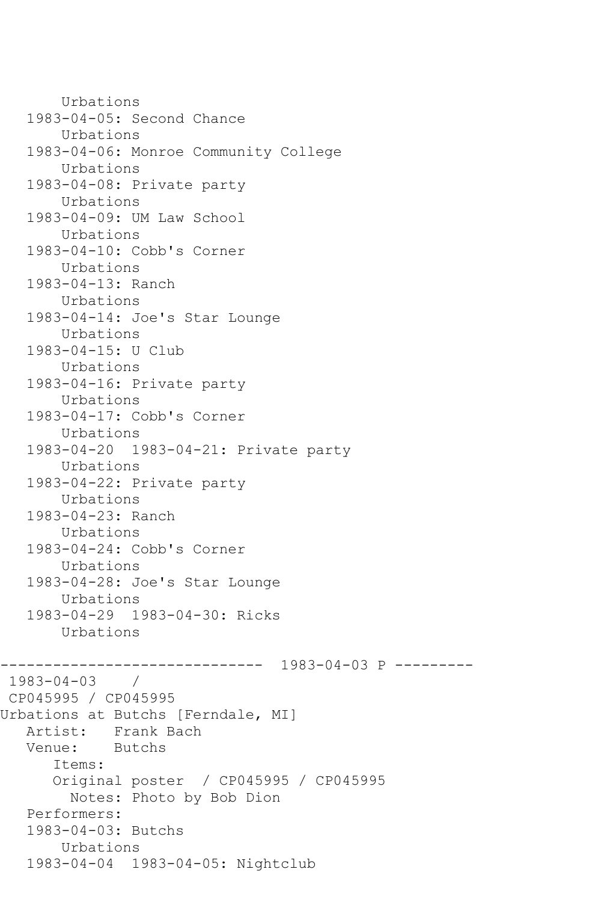Urbations
   1983-04-05: Second Chance
      Urbations
   1983-04-06: Monroe Community College
      Urbations
   1983-04-08: Private party
      Urbations
   1983-04-09: UM Law School
      Urbations
   1983-04-10: Cobb's Corner
      Urbations
   1983-04-13: Ranch
      Urbations
   1983-04-14: Joe's Star Lounge
      Urbations
   1983-04-15: U Club
      Urbations
   1983-04-16: Private party
      Urbations
   1983-04-17: Cobb's Corner
      Urbations
   1983-04-20  1983-04-21: Private party
      Urbations
   1983-04-22: Private party
      Urbations
   1983-04-23: Ranch
      Urbations
   1983-04-24: Cobb's Corner
      Urbations
   1983-04-28: Joe's Star Lounge
      Urbations
   1983-04-29  1983-04-30: Ricks
      Urbations

------------------------------  1983-04-03 P ---------
 1983-04-03    /
 CP045995 / CP045995
Urbations at Butchs [Ferndale, MI]
   Artist:   Frank Bach
   Venue:    Butchs
      Items:
      Original poster  / CP045995 / CP045995
        Notes: Photo by Bob Dion
   Performers:
   1983-04-03: Butchs
      Urbations
   1983-04-04  1983-04-05: Nightclub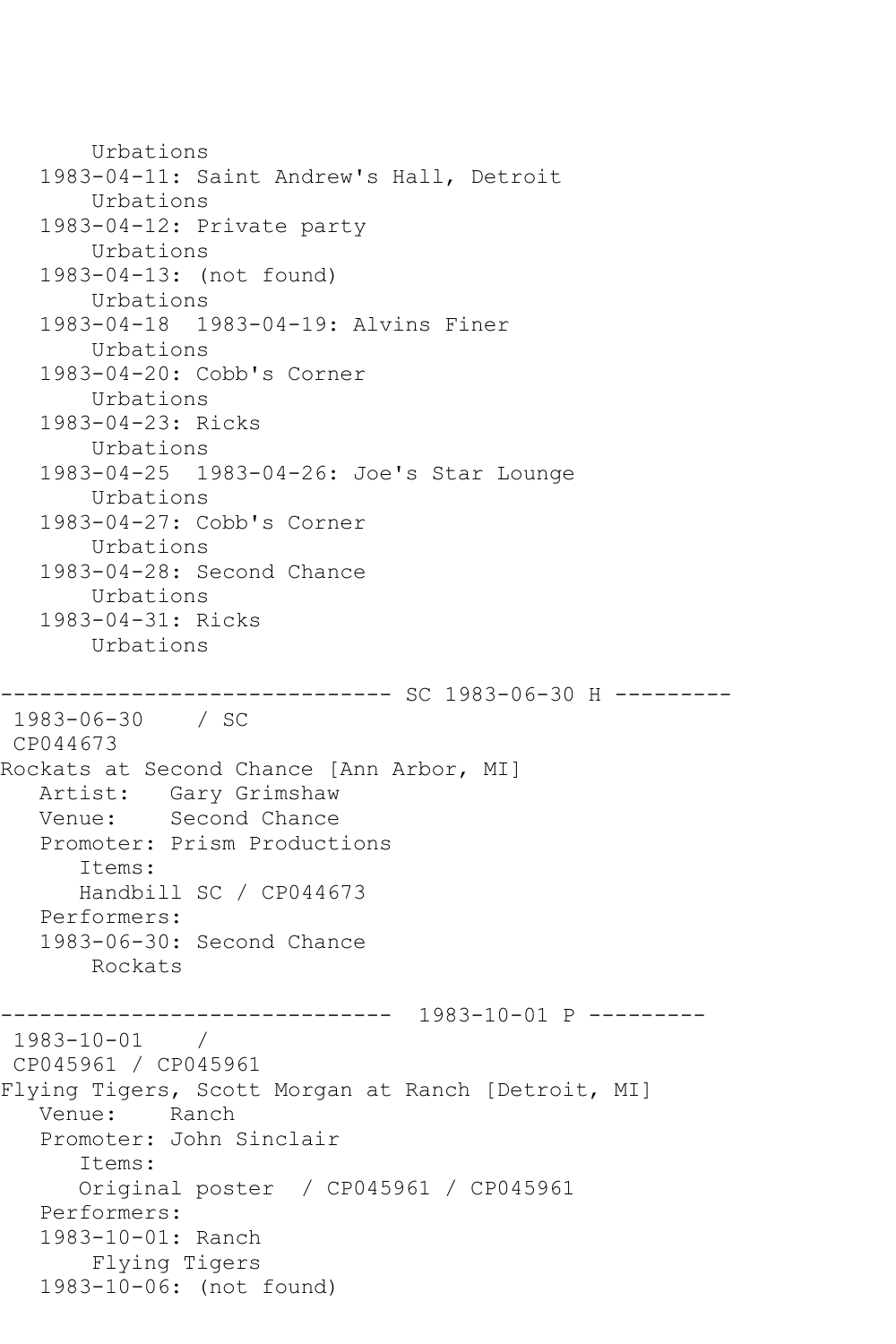```
      Urbations
   1983-04-11: Saint Andrew's Hall, Detroit
       Urbations
   1983-04-12: Private party
       Urbations
   1983-04-13: (not found)
       Urbations
   1983-04-18  1983-04-19: Alvins Finer
       Urbations
   1983-04-20: Cobb's Corner
       Urbations
   1983-04-23: Ricks
       Urbations
   1983-04-25  1983-04-26: Joe's Star Lounge
       Urbations
   1983-04-27: Cobb's Corner
       Urbations
   1983-04-28: Second Chance
       Urbations
   1983-04-31: Ricks
       Urbations

------------------------------ SC 1983-06-30 H ---------
 1983-06-30    / SC
 CP044673
Rockats at Second Chance [Ann Arbor, MI]
   Artist:   Gary Grimshaw
   Venue:    Second Chance
   Promoter: Prism Productions
      Items:
      Handbill SC / CP044673
   Performers:
   1983-06-30: Second Chance
       Rockats

------------------------------  1983-10-01 P ---------
 1983-10-01    /
 CP045961 / CP045961
Flying Tigers, Scott Morgan at Ranch [Detroit, MI]
   Venue:    Ranch
   Promoter: John Sinclair
      Items:
      Original poster  / CP045961 / CP045961
   Performers:
   1983-10-01: Ranch
       Flying Tigers
   1983-10-06: (not found)
```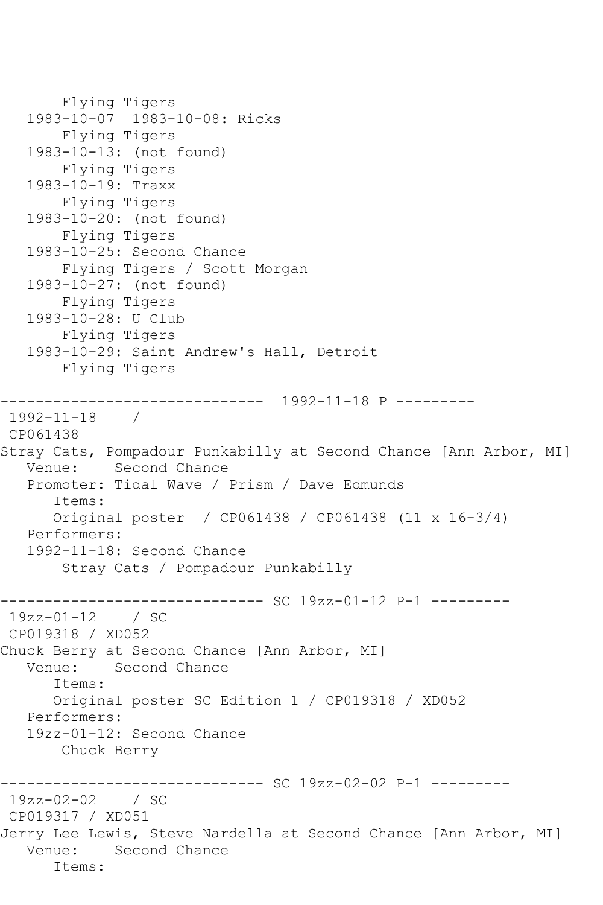```
       Flying Tigers
   1983-10-07  1983-10-08: Ricks
       Flying Tigers
   1983-10-13: (not found)
       Flying Tigers
   1983-10-19: Traxx
       Flying Tigers
   1983-10-20: (not found)
       Flying Tigers
   1983-10-25: Second Chance
       Flying Tigers / Scott Morgan
   1983-10-27: (not found)
       Flying Tigers
   1983-10-28: U Club
       Flying Tigers
   1983-10-29: Saint Andrew's Hall, Detroit
       Flying Tigers

------------------------------  1992-11-18 P ---------
 1992-11-18    /
 CP061438
Stray Cats, Pompadour Punkabilly at Second Chance [Ann Arbor, MI]
   Venue:    Second Chance
   Promoter: Tidal Wave / Prism / Dave Edmunds
      Items:
      Original poster  / CP061438 / CP061438 (11 x 16-3/4)
   Performers:
   1992-11-18: Second Chance
       Stray Cats / Pompadour Punkabilly

------------------------------ SC 19zz-01-12 P-1 ---------
 19zz-01-12    / SC
 CP019318 / XD052
Chuck Berry at Second Chance [Ann Arbor, MI]
   Venue:    Second Chance
      Items:
      Original poster SC Edition 1 / CP019318 / XD052
   Performers:
   19zz-01-12: Second Chance
       Chuck Berry

------------------------------ SC 19zz-02-02 P-1 ---------
 19zz-02-02    / SC
 CP019317 / XD051
Jerry Lee Lewis, Steve Nardella at Second Chance [Ann Arbor, MI]
   Venue:    Second Chance
      Items:
```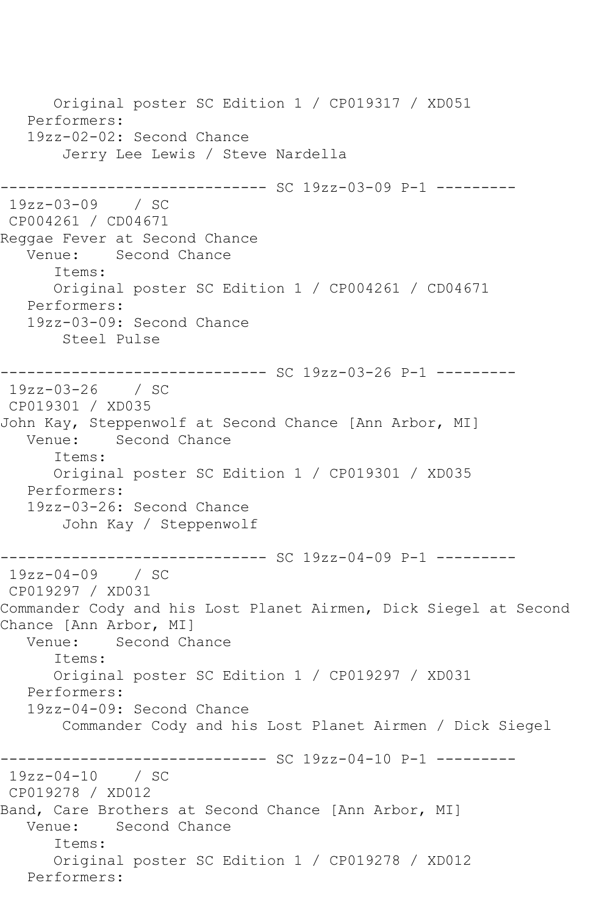```
      Original poster SC Edition 1 / CP019317 / XD051
   Performers:
   19zz-02-02: Second Chance
       Jerry Lee Lewis / Steve Nardella

------------------------------ SC 19zz-03-09 P-1 ---------
 19zz-03-09    / SC
 CP004261 / CD04671
Reggae Fever at Second Chance
   Venue:    Second Chance
      Items:
      Original poster SC Edition 1 / CP004261 / CD04671
   Performers:
   19zz-03-09: Second Chance
       Steel Pulse

------------------------------ SC 19zz-03-26 P-1 ---------
 19zz-03-26    / SC
 CP019301 / XD035
John Kay, Steppenwolf at Second Chance [Ann Arbor, MI]
   Venue:    Second Chance
      Items:
      Original poster SC Edition 1 / CP019301 / XD035
   Performers:
   19zz-03-26: Second Chance
       John Kay / Steppenwolf

------------------------------ SC 19zz-04-09 P-1 ---------
 19zz-04-09    / SC
 CP019297 / XD031
Commander Cody and his Lost Planet Airmen, Dick Siegel at Second
Chance [Ann Arbor, MI]
   Venue:    Second Chance
      Items:
      Original poster SC Edition 1 / CP019297 / XD031
   Performers:
   19zz-04-09: Second Chance
       Commander Cody and his Lost Planet Airmen / Dick Siegel

------------------------------ SC 19zz-04-10 P-1 ---------
 19zz-04-10    / SC
 CP019278 / XD012
Band, Care Brothers at Second Chance [Ann Arbor, MI]
   Venue:    Second Chance
      Items:
      Original poster SC Edition 1 / CP019278 / XD012
   Performers:
```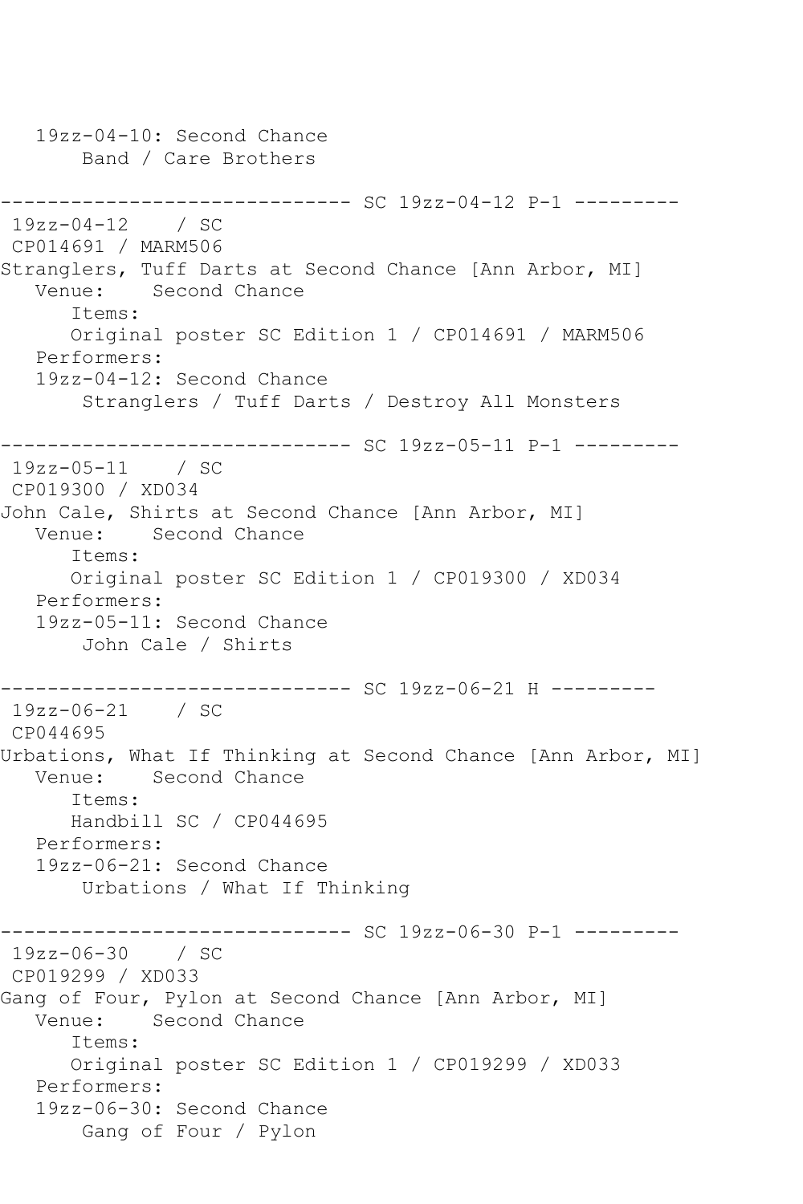```
   19zz-04-10: Second Chance
       Band / Care Brothers

------------------------------ SC 19zz-04-12 P-1 ---------
 19zz-04-12    / SC
 CP014691 / MARM506
Stranglers, Tuff Darts at Second Chance [Ann Arbor, MI]
   Venue:    Second Chance
      Items:
      Original poster SC Edition 1 / CP014691 / MARM506
   Performers:
   19zz-04-12: Second Chance
       Stranglers / Tuff Darts / Destroy All Monsters

------------------------------ SC 19zz-05-11 P-1 ---------
 19zz-05-11    / SC
 CP019300 / XD034
John Cale, Shirts at Second Chance [Ann Arbor, MI]
   Venue:    Second Chance
      Items:
      Original poster SC Edition 1 / CP019300 / XD034
   Performers:
   19zz-05-11: Second Chance
       John Cale / Shirts

------------------------------ SC 19zz-06-21 H ---------
 19zz-06-21    / SC
 CP044695
Urbations, What If Thinking at Second Chance [Ann Arbor, MI]
   Venue:    Second Chance
      Items:
      Handbill SC / CP044695
   Performers:
   19zz-06-21: Second Chance
       Urbations / What If Thinking

------------------------------ SC 19zz-06-30 P-1 ---------
 19zz-06-30    / SC
 CP019299 / XD033
Gang of Four, Pylon at Second Chance [Ann Arbor, MI]
   Venue:    Second Chance
      Items:
      Original poster SC Edition 1 / CP019299 / XD033
   Performers:
   19zz-06-30: Second Chance
       Gang of Four / Pylon
```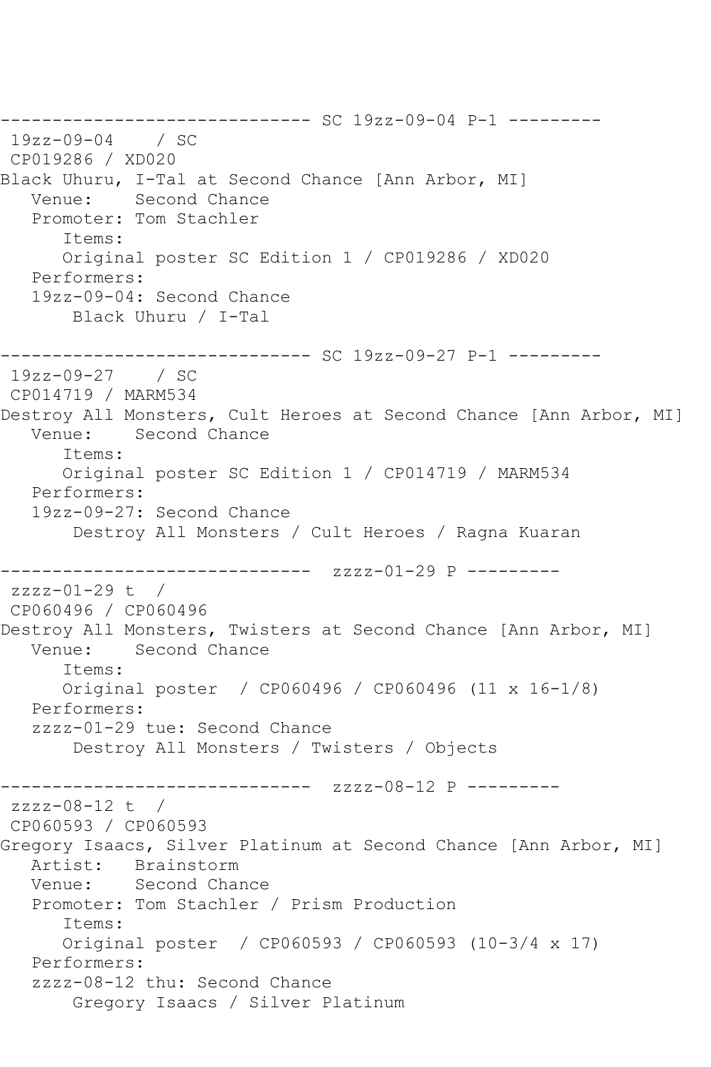```
------------------------------ SC 19zz-09-04 P-1 ---------
 19zz-09-04    / SC
 CP019286 / XD020
Black Uhuru, I-Tal at Second Chance [Ann Arbor, MI]
   Venue:    Second Chance
   Promoter: Tom Stachler
      Items:
      Original poster SC Edition 1 / CP019286 / XD020
   Performers:
   19zz-09-04: Second Chance
       Black Uhuru / I-Tal

------------------------------ SC 19zz-09-27 P-1 ---------
 19zz-09-27    / SC
 CP014719 / MARM534
Destroy All Monsters, Cult Heroes at Second Chance [Ann Arbor, MI]
   Venue:    Second Chance
      Items:
      Original poster SC Edition 1 / CP014719 / MARM534
   Performers:
   19zz-09-27: Second Chance
       Destroy All Monsters / Cult Heroes / Ragna Kuaran

------------------------------  zzzz-01-29 P ---------
 zzzz-01-29 t  /
 CP060496 / CP060496
Destroy All Monsters, Twisters at Second Chance [Ann Arbor, MI]
   Venue:    Second Chance
      Items:
      Original poster  / CP060496 / CP060496 (11 x 16-1/8)
   Performers:
   zzzz-01-29 tue: Second Chance
       Destroy All Monsters / Twisters / Objects

------------------------------  zzzz-08-12 P ---------
 zzzz-08-12 t  /
 CP060593 / CP060593
Gregory Isaacs, Silver Platinum at Second Chance [Ann Arbor, MI]
   Artist:   Brainstorm
   Venue:    Second Chance
   Promoter: Tom Stachler / Prism Production
      Items:
      Original poster  / CP060593 / CP060593 (10-3/4 x 17)
   Performers:
   zzzz-08-12 thu: Second Chance
       Gregory Isaacs / Silver Platinum
```